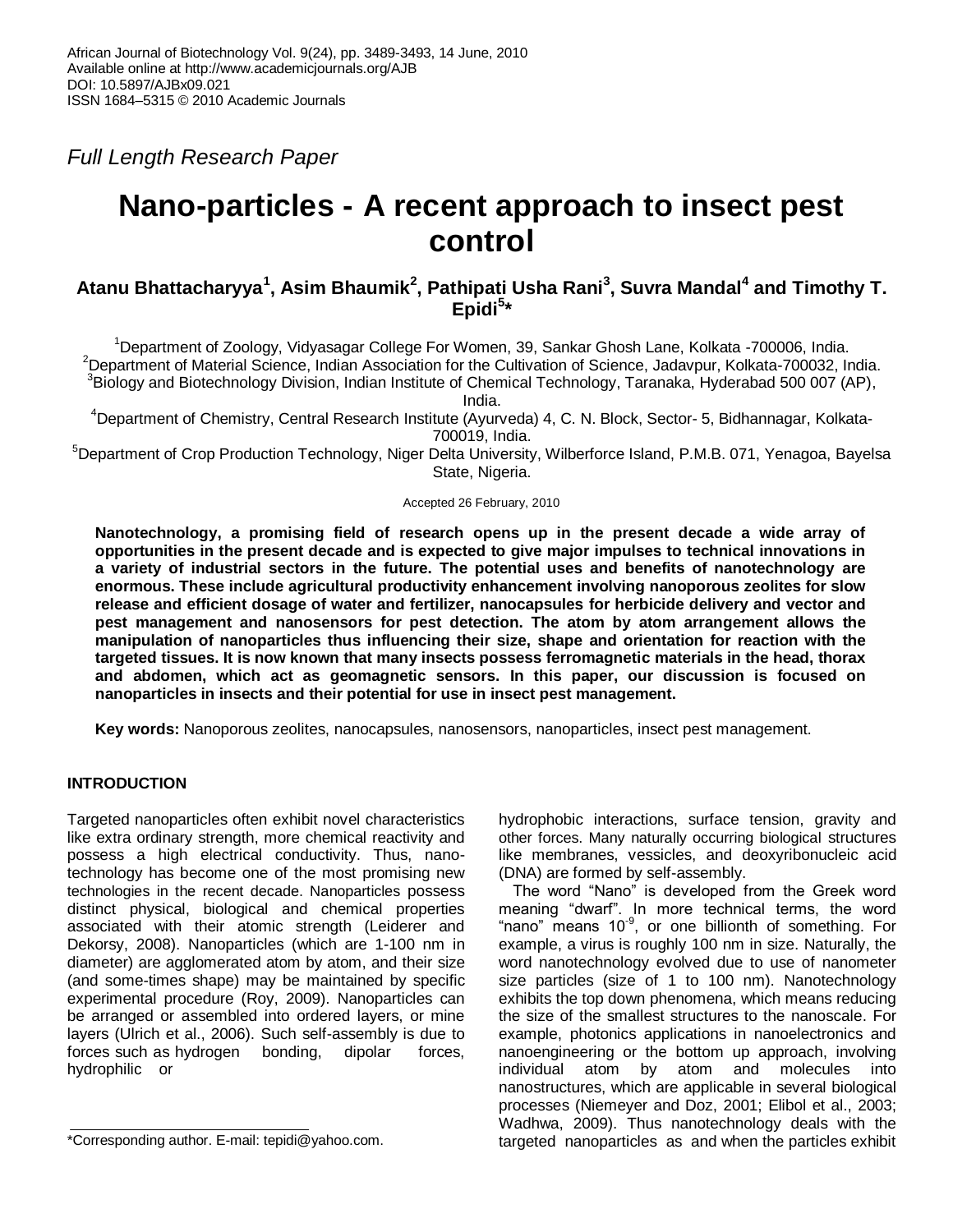*Full Length Research Paper*

# Nano-particles - A recent approach to insect pest control

**Atanu Bhattacharyya[1], Asim Bhaumik[2], Pathipati Usha Rani[3], Suvra Mandal[4] and Timothy T. Epidi[5]***

[1]Department of Zoology, Vidyasagar College For Women, 39, Sankar Ghosh Lane, Kolkata -700006, India.
[2]Department of Material Science, Indian Association for the Cultivation of Science, Jadavpur, Kolkata-700032, India.
[3]Biology and Biotechnology Division, Indian Institute of Chemical Technology, Taranaka, Hyderabad 500 007 (AP), India.
[4]Department of Chemistry, Central Research Institute (Ayurveda) 4, C. N. Block, Sector- 5, Bidhannagar, Kolkata-700019, India.
[5]Department of Crop Production Technology, Niger Delta University, Wilberforce Island, P.M.B. 071, Yenagoa, Bayelsa State, Nigeria.

Accepted 26 February, 2010

**Nanotechnology, a promising field of research opens up in the present decade a wide array of opportunities in the present decade and is expected to give major impulses to technical innovations in a variety of industrial sectors in the future. The potential uses and benefits of nanotechnology are enormous. These include agricultural productivity enhancement involving nanoporous zeolites for slow release and efficient dosage of water and fertilizer, nanocapsules for herbicide delivery and vector and pest management and nanosensors for pest detection. The atom by atom arrangement allows the manipulation of nanoparticles thus influencing their size, shape and orientation for reaction with the targeted tissues. It is now known that many insects possess ferromagnetic materials in the head, thorax and abdomen, which act as geomagnetic sensors. In this paper, our discussion is focused on nanoparticles in insects and their potential for use in insect pest management.**

**Key words:** Nanoporous zeolites, nanocapsules, nanosensors, nanoparticles, insect pest management.

## INTRODUCTION

Targeted nanoparticles often exhibit novel characteristics like extra ordinary strength, more chemical reactivity and possess a high electrical conductivity. Thus, nanotechnology has become one of the most promising new technologies in the recent decade. Nanoparticles possess distinct physical, biological and chemical properties associated with their atomic strength (Leiderer and Dekorsy, 2008). Nanoparticles (which are 1-100 nm in diameter) are agglomerated atom by atom, and their size (and some-times shape) may be maintained by specific experimental procedure (Roy, 2009). Nanoparticles can be arranged or assembled into ordered layers, or mine layers (Ulrich et al., 2006). Such self-assembly is due to forces such as hydrogen bonding, dipolar forces, hydrophilic or hydrophobic interactions, surface tension, gravity and other forces. Many naturally occurring biological structures like membranes, vessicles, and deoxyribonucleic acid (DNA) are formed by self-assembly.

The word "Nano" is developed from the Greek word meaning "dwarf". In more technical terms, the word "nano" means $10^{-9}$, or one billionth of something. For example, a virus is roughly 100 nm in size. Naturally, the word nanotechnology evolved due to use of nanometer size particles (size of 1 to 100 nm). Nanotechnology exhibits the top down phenomena, which means reducing the size of the smallest structures to the nanoscale. For example, photonics applications in nanoelectronics and nanoengineering or the bottom up approach, involving individual atom by atom and molecules into nanostructures, which are applicable in several biological processes (Niemeyer and Doz, 2001; Elibol et al., 2003; Wadhwa, 2009). Thus nanotechnology deals with the targeted nanoparticles as and when the particles exhibit

*Corresponding author. E-mail: tepidi@yahoo.com.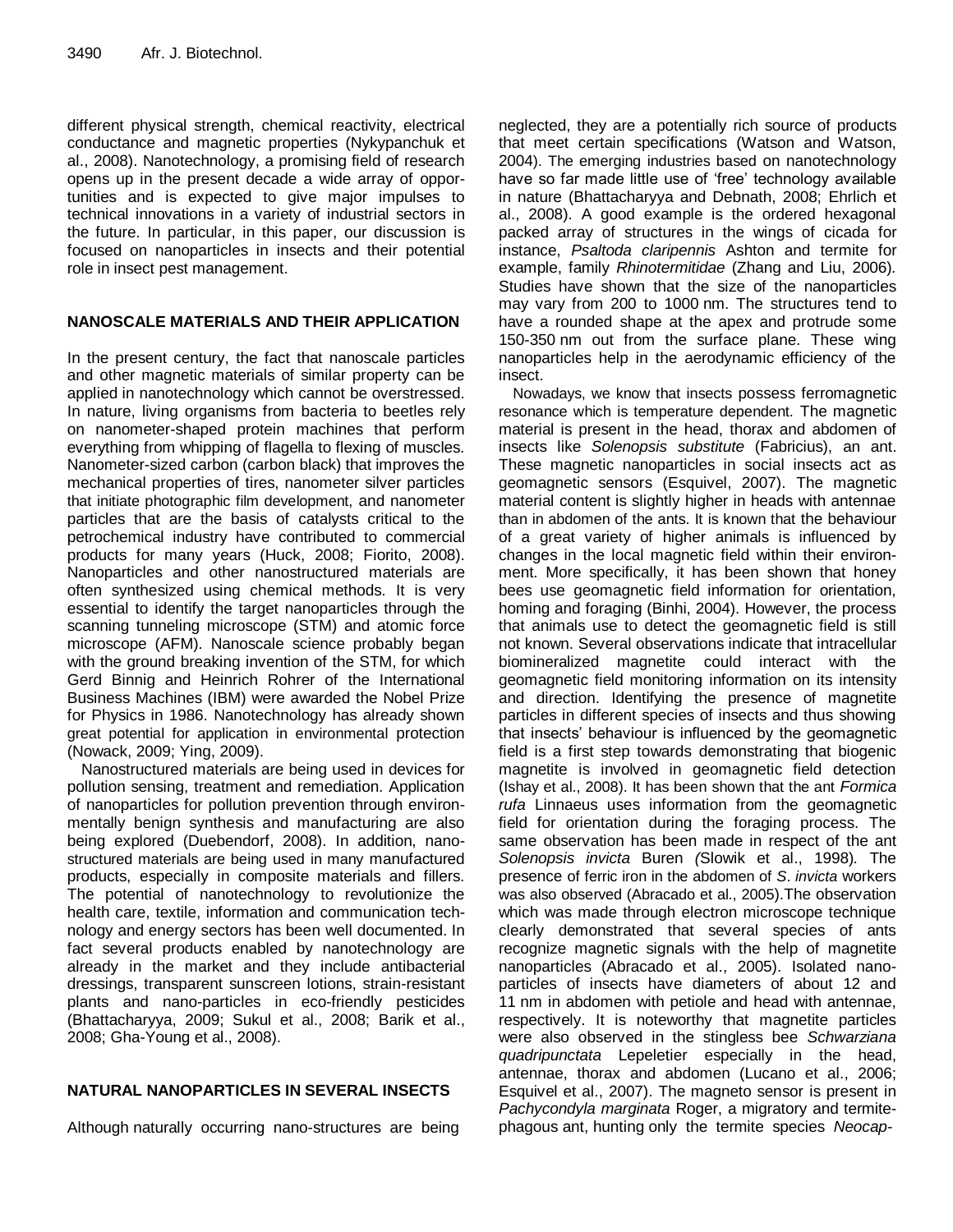different physical strength, chemical reactivity, electrical conductance and magnetic properties (Nykypanchuk et al., 2008). Nanotechnology, a promising field of research opens up in the present decade a wide array of opportunities and is expected to give major impulses to technical innovations in a variety of industrial sectors in the future. In particular, in this paper, our discussion is focused on nanoparticles in insects and their potential role in insect pest management.

## NANOSCALE MATERIALS AND THEIR APPLICATION

In the present century, the fact that nanoscale particles and other magnetic materials of similar property can be applied in nanotechnology which cannot be overstressed. In nature, living organisms from bacteria to beetles rely on nanometer-shaped protein machines that perform everything from whipping of flagella to flexing of muscles. Nanometer-sized carbon (carbon black) that improves the mechanical properties of tires, nanometer silver particles that initiate photographic film development, and nanometer particles that are the basis of catalysts critical to the petrochemical industry have contributed to commercial products for many years (Huck, 2008; Fiorito, 2008). Nanoparticles and other nanostructured materials are often synthesized using chemical methods. It is very essential to identify the target nanoparticles through the scanning tunneling microscope (STM) and atomic force microscope (AFM). Nanoscale science probably began with the ground breaking invention of the STM, for which Gerd Binnig and Heinrich Rohrer of the International Business Machines (IBM) were awarded the Nobel Prize for Physics in 1986. Nanotechnology has already shown great potential for application in environmental protection (Nowack, 2009; Ying, 2009).

Nanostructured materials are being used in devices for pollution sensing, treatment and remediation. Application of nanoparticles for pollution prevention through environmentally benign synthesis and manufacturing are also being explored (Duebendorf, 2008). In addition, nanostructured materials are being used in many manufactured products, especially in composite materials and fillers. The potential of nanotechnology to revolutionize the health care, textile, information and communication technology and energy sectors has been well documented. In fact several products enabled by nanotechnology are already in the market and they include antibacterial dressings, transparent sunscreen lotions, strain-resistant plants and nano-particles in eco-friendly pesticides (Bhattacharyya, 2009; Sukul et al., 2008; Barik et al., 2008; Gha-Young et al., 2008).

## NATURAL NANOPARTICLES IN SEVERAL INSECTS

Although naturally occurring nano-structures are being neglected, they are a potentially rich source of products that meet certain specifications (Watson and Watson, 2004). The emerging industries based on nanotechnology have so far made little use of 'free' technology available in nature (Bhattacharyya and Debnath, 2008; Ehrlich et al., 2008). A good example is the ordered hexagonal packed array of structures in the wings of cicada for instance, *Psaltoda claripennis* Ashton and termite for example, family *Rhinotermitidae* (Zhang and Liu, 2006). Studies have shown that the size of the nanoparticles may vary from 200 to 1000 nm. The structures tend to have a rounded shape at the apex and protrude some 150-350 nm out from the surface plane. These wing nanoparticles help in the aerodynamic efficiency of the insect.

Nowadays, we know that insects possess ferromagnetic resonance which is temperature dependent. The magnetic material is present in the head, thorax and abdomen of insects like *Solenopsis substitute* (Fabricius), an ant. These magnetic nanoparticles in social insects act as geomagnetic sensors (Esquivel, 2007). The magnetic material content is slightly higher in heads with antennae than in abdomen of the ants. It is known that the behaviour of a great variety of higher animals is influenced by changes in the local magnetic field within their environment. More specifically, it has been shown that honey bees use geomagnetic field information for orientation, homing and foraging (Binhi, 2004). However, the process that animals use to detect the geomagnetic field is still not known. Several observations indicate that intracellular biomineralized magnetite could interact with the geomagnetic field monitoring information on its intensity and direction. Identifying the presence of magnetite particles in different species of insects and thus showing that insects' behaviour is influenced by the geomagnetic field is a first step towards demonstrating that biogenic magnetite is involved in geomagnetic field detection (Ishay et al., 2008). It has been shown that the ant *Formica rufa* Linnaeus uses information from the geomagnetic field for orientation during the foraging process. The same observation has been made in respect of the ant *Solenopsis invicta* Buren (Slowik et al., 1998). The presence of ferric iron in the abdomen of *S. invicta* workers was also observed (Abracado et al., 2005).The observation which was made through electron microscope technique clearly demonstrated that several species of ants recognize magnetic signals with the help of magnetite nanoparticles (Abracado et al., 2005). Isolated nanoparticles of insects have diameters of about 12 and 11 nm in abdomen with petiole and head with antennae, respectively. It is noteworthy that magnetite particles were also observed in the stingless bee *Schwarziana quadripunctata* Lepeletier especially in the head, antennae, thorax and abdomen (Lucano et al., 2006; Esquivel et al., 2007). The magneto sensor is present in *Pachycondyla marginata* Roger, a migratory and termitephagous ant, hunting only the termite species *Neocap-*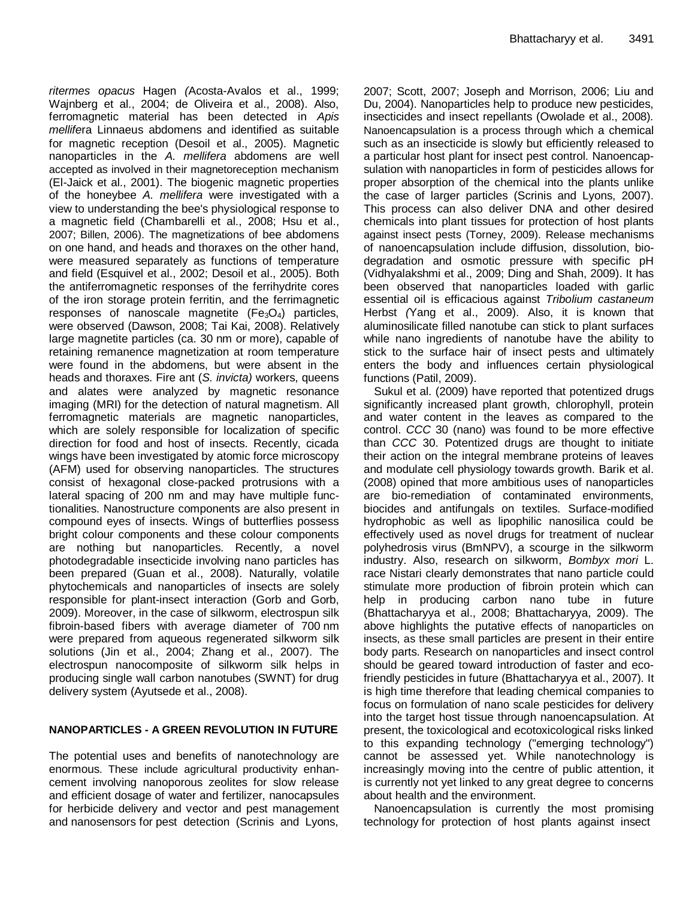*ritermes opacus* Hagen *(*Acosta-Avalos et al., 1999; Wajnberg et al., 2004; de Oliveira et al., 2008). Also, ferromagnetic material has been detected in *Apis mellife*ra Linnaeus abdomens and identified as suitable for magnetic reception (Desoil et al., 2005). Magnetic nanoparticles in the *A. mellifera* abdomens are well accepted as involved in their magnetoreception mechanism (El-Jaick et al., 2001). The biogenic magnetic properties of the honeybee *A. mellifera* were investigated with a view to understanding the bee's physiological response to a magnetic field (Chambarelli et al., 2008; Hsu et al., 2007; Billen, 2006). The magnetizations of bee abdomens on one hand, and heads and thoraxes on the other hand, were measured separately as functions of temperature and field (Esquivel et al., 2002; Desoil et al., 2005). Both the antiferromagnetic responses of the ferrihydrite cores of the iron storage protein ferritin, and the ferrimagnetic responses of nanoscale magnetite ($Fe_3O_4$) particles, were observed (Dawson, 2008; Tai Kai, 2008). Relatively large magnetite particles (ca. 30 nm or more), capable of retaining remanence magnetization at room temperature were found in the abdomens, but were absent in the heads and thoraxes. Fire ant (*S. invicta)* workers, queens and alates were analyzed by magnetic resonance imaging (MRI) for the detection of natural magnetism. All ferromagnetic materials are magnetic nanoparticles, which are solely responsible for localization of specific direction for food and host of insects. Recently, cicada wings have been investigated by atomic force microscopy (AFM) used for observing nanoparticles. The structures consist of hexagonal close-packed protrusions with a lateral spacing of 200 nm and may have multiple functionalities. Nanostructure components are also present in compound eyes of insects. Wings of butterflies possess bright colour components and these colour components are nothing but nanoparticles. Recently, a novel photodegradable insecticide involving nano particles has been prepared (Guan et al., 2008). Naturally, volatile phytochemicals and nanoparticles of insects are solely responsible for plant-insect interaction (Gorb and Gorb, 2009). Moreover, in the case of silkworm, electrospun silk fibroin-based fibers with average diameter of 700 nm were prepared from aqueous regenerated silkworm silk solutions (Jin et al., 2004; Zhang et al., 2007). The electrospun nanocomposite of silkworm silk helps in producing single wall carbon nanotubes (SWNT) for drug delivery system (Ayutsede et al., 2008).

## NANOPARTICLES - A GREEN REVOLUTION IN FUTURE

The potential uses and benefits of nanotechnology are enormous. These include agricultural productivity enhancement involving nanoporous zeolites for slow release and efficient dosage of water and fertilizer, nanocapsules for herbicide delivery and vector and pest management and nanosensors for pest detection (Scrinis and Lyons, 2007; Scott, 2007; Joseph and Morrison, 2006; Liu and Du, 2004). Nanoparticles help to produce new pesticides, insecticides and insect repellants (Owolade et al., 2008). Nanoencapsulation is a process through which a chemical such as an insecticide is slowly but efficiently released to a particular host plant for insect pest control. Nanoencapsulation with nanoparticles in form of pesticides allows for proper absorption of the chemical into the plants unlike the case of larger particles (Scrinis and Lyons, 2007). This process can also deliver DNA and other desired chemicals into plant tissues for protection of host plants against insect pests (Torney, 2009). Release mechanisms of nanoencapsulation include diffusion, dissolution, biodegradation and osmotic pressure with specific pH (Vidhyalakshmi et al., 2009; Ding and Shah, 2009). It has been observed that nanoparticles loaded with garlic essential oil is efficacious against *Tribolium castaneum* Herbst *(*Yang et al., 2009). Also, it is known that aluminosilicate filled nanotube can stick to plant surfaces while nano ingredients of nanotube have the ability to stick to the surface hair of insect pests and ultimately enters the body and influences certain physiological functions (Patil, 2009).

Sukul et al. (2009) have reported that potentized drugs significantly increased plant growth, chlorophyll, protein and water content in the leaves as compared to the control. *CCC* 30 (nano) was found to be more effective than *CCC* 30. Potentized drugs are thought to initiate their action on the integral membrane proteins of leaves and modulate cell physiology towards growth. Barik et al. (2008) opined that more ambitious uses of nanoparticles are bio-remediation of contaminated environments, biocides and antifungals on textiles. Surface-modified hydrophobic as well as lipophilic nanosilica could be effectively used as novel drugs for treatment of nuclear polyhedrosis virus (BmNPV), a scourge in the silkworm industry. Also, research on silkworm, *Bombyx mori* L. race Nistari clearly demonstrates that nano particle could stimulate more production of fibroin protein which can help in producing carbon nano tube in future (Bhattacharyya et al., 2008; Bhattacharyya, 2009). The above highlights the putative effects of nanoparticles on insects, as these small particles are present in their entire body parts. Research on nanoparticles and insect control should be geared toward introduction of faster and eco-friendly pesticides in future (Bhattacharyya et al., 2007). It is high time therefore that leading chemical companies to focus on formulation of nano scale pesticides for delivery into the target host tissue through nanoencapsulation. At present, the toxicological and ecotoxicological risks linked to this expanding technology ("emerging technology") cannot be assessed yet. While nanotechnology is increasingly moving into the centre of public attention, it is currently not yet linked to any great degree to concerns about health and the environment.

Nanoencapsulation is currently the most promising technology for protection of host plants against insect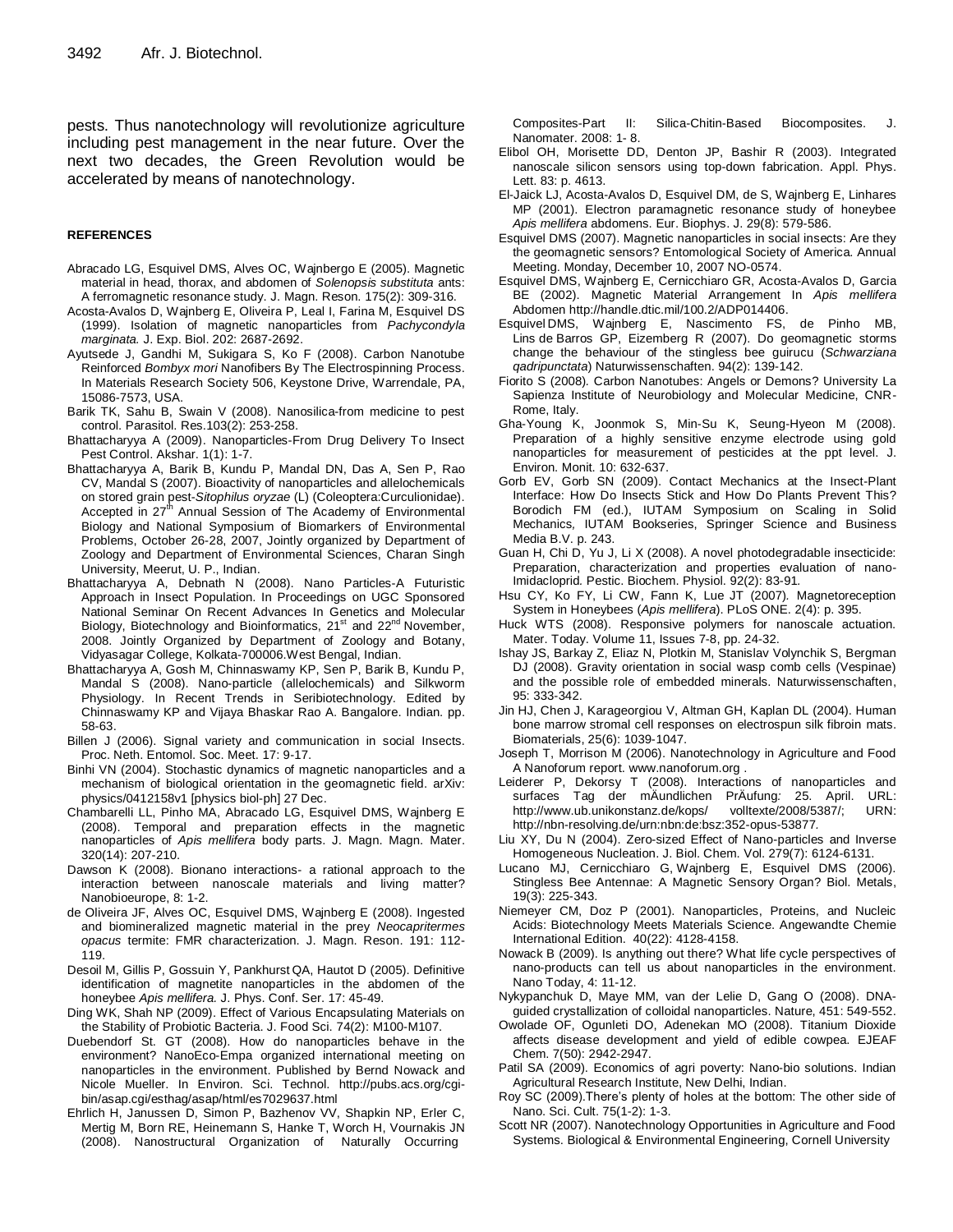pests. Thus nanotechnology will revolutionize agriculture including pest management in the near future. Over the next two decades, the Green Revolution would be accelerated by means of nanotechnology.

## REFERENCES

Abracado LG, Esquivel DMS, Alves OC, Wajnbergo E (2005). Magnetic material in head, thorax, and abdomen of *Solenopsis substituta* ants: A ferromagnetic resonance study. J. Magn. Reson. 175(2): 309-316.

Acosta-Avalos D, Wajnberg E, Oliveira P, Leal I, Farina M, Esquivel DS (1999). Isolation of magnetic nanoparticles from *Pachycondyla marginata*. J. Exp. Biol. 202: 2687-2692.

Ayutsede J, Gandhi M, Sukigara S, Ko F (2008). Carbon Nanotube Reinforced *Bombyx mori* Nanofibers By The Electrospinning Process. In Materials Research Society 506, Keystone Drive, Warrendale, PA, 15086-7573, USA.

Barik TK, Sahu B, Swain V (2008). Nanosilica-from medicine to pest control. Parasitol. Res.103(2): 253-258.

Bhattacharyya A (2009). Nanoparticles-From Drug Delivery To Insect Pest Control. Akshar. 1(1): 1-7.

Bhattacharyya A, Barik B, Kundu P, Mandal DN, Das A, Sen P, Rao CV, Mandal S (2007). Bioactivity of nanoparticles and allelochemicals on stored grain pest-*Sitophilus oryzae* (L) (Coleoptera:Curculionidae). Accepted in 27th Annual Session of The Academy of Environmental Biology and National Symposium of Biomarkers of Environmental Problems, October 26-28, 2007, Jointly organized by Department of Zoology and Department of Environmental Sciences, Charan Singh University, Meerut, U. P., Indian.

Bhattacharyya A, Debnath N (2008). Nano Particles-A Futuristic Approach in Insect Population. In Proceedings on UGC Sponsored National Seminar On Recent Advances In Genetics and Molecular Biology, Biotechnology and Bioinformatics, 21st and 22nd November, 2008. Jointly Organized by Department of Zoology and Botany, Vidyasagar College, Kolkata-700006.West Bengal, Indian.

Bhattacharyya A, Gosh M, Chinnaswamy KP, Sen P, Barik B, Kundu P, Mandal S (2008). Nano-particle (allelochemicals) and Silkworm Physiology. In Recent Trends in Seribiotechnology. Edited by Chinnaswamy KP and Vijaya Bhaskar Rao A. Bangalore. Indian. pp. 58-63.

Billen J (2006). Signal variety and communication in social Insects. Proc. Neth. Entomol. Soc. Meet. 17: 9-17.

Binhi VN (2004). Stochastic dynamics of magnetic nanoparticles and a mechanism of biological orientation in the geomagnetic field. arXiv: physics/0412158v1 [physics biol-ph] 27 Dec.

Chambarelli LL, Pinho MA, Abracado LG, Esquivel DMS, Wajnberg E (2008). Temporal and preparation effects in the magnetic nanoparticles of *Apis mellifera* body parts. J. Magn. Magn. Mater. 320(14): 207-210.

Dawson K (2008). Bionano interactions- a rational approach to the interaction between nanoscale materials and living matter? Nanobioeurope, 8: 1-2.

de Oliveira JF, Alves OC, Esquivel DMS, Wajnberg E (2008). Ingested and biomineralized magnetic material in the prey *Neocapritermes opacus* termite: FMR characterization. J. Magn. Reson. 191: 112-119.

Desoil M, Gillis P, Gossuin Y, Pankhurst QA, Hautot D (2005). Definitive identification of magnetite nanoparticles in the abdomen of the honeybee *Apis mellifera*. J. Phys. Conf. Ser. 17: 45-49.

Ding WK, Shah NP (2009). Effect of Various Encapsulating Materials on the Stability of Probiotic Bacteria. J. Food Sci. 74(2): M100-M107.

Duebendorf St. GT (2008). How do nanoparticles behave in the environment? NanoEco-Empa organized international meeting on nanoparticles in the environment. Published by Bernd Nowack and Nicole Mueller. In Environ. Sci. Technol. http://pubs.acs.org/cgi-bin/asap.cgi/esthag/asap/html/es7029637.html

Ehrlich H, Janussen D, Simon P, Bazhenov VV, Shapkin NP, Erler C, Mertig M, Born RE, Heinemann S, Hanke T, Worch H, Vournakis JN (2008). Nanostructural Organization of Naturally Occurring Composites-Part II: Silica-Chitin-Based Biocomposites. J. Nanomater. 2008: 1- 8.

Elibol OH, Morisette DD, Denton JP, Bashir R (2003). Integrated nanoscale silicon sensors using top-down fabrication. Appl. Phys. Lett. 83: p. 4613.

El-Jaick LJ, Acosta-Avalos D, Esquivel DM, de S, Wajnberg E, Linhares MP (2001). Electron paramagnetic resonance study of honeybee *Apis mellifera* abdomens. Eur. Biophys. J. 29(8): 579-586.

Esquivel DMS (2007). Magnetic nanoparticles in social insects: Are they the geomagnetic sensors? Entomological Society of America. Annual Meeting. Monday, December 10, 2007 NO-0574.

Esquivel DMS, Wajnberg E, Cernicchiaro GR, Acosta-Avalos D, Garcia BE (2002). Magnetic Material Arrangement In *Apis mellifera* Abdomen http://handle.dtic.mil/100.2/ADP014406.

Esquivel DMS, Wajnberg E, Nascimento FS, de Pinho MB, Lins de Barros GP, Eizemberg R (2007). Do geomagnetic storms change the behaviour of the stingless bee guirucu (*Schwarziana qadripunctata*) Naturwissenschaften. 94(2): 139-142.

Fiorito S (2008). Carbon Nanotubes: Angels or Demons? University La Sapienza Institute of Neurobiology and Molecular Medicine, CNR-Rome, Italy.

Gha-Young K, Joonmok S, Min-Su K, Seung-Hyeon M (2008). Preparation of a highly sensitive enzyme electrode using gold nanoparticles for measurement of pesticides at the ppt level. J. Environ. Monit. 10: 632-637.

Gorb EV, Gorb SN (2009). Contact Mechanics at the Insect-Plant Interface: How Do Insects Stick and How Do Plants Prevent This? Borodich FM (ed.), IUTAM Symposium on Scaling in Solid Mechanics, IUTAM Bookseries, Springer Science and Business Media B.V. p. 243.

Guan H, Chi D, Yu J, Li X (2008). A novel photodegradable insecticide: Preparation, characterization and properties evaluation of nano-Imidacloprid. Pestic. Biochem. Physiol. 92(2): 83-91.

Hsu CY, Ko FY, Li CW, Fann K, Lue JT (2007). Magnetoreception System in Honeybees (*Apis mellifera*). PLoS ONE. 2(4): p. 395.

Huck WTS (2008). Responsive polymers for nanoscale actuation. Mater. Today. Volume 11, Issues 7-8, pp. 24-32.

Ishay JS, Barkay Z, Eliaz N, Plotkin M, Stanislav Volynchik S, Bergman DJ (2008). Gravity orientation in social wasp comb cells (Vespinae) and the possible role of embedded minerals. Naturwissenschaften, 95: 333-342.

Jin HJ, Chen J, Karageorgiou V, Altman GH, Kaplan DL (2004). Human bone marrow stromal cell responses on electrospun silk fibroin mats. Biomaterials, 25(6): 1039-1047.

Joseph T, Morrison M (2006). Nanotechnology in Agriculture and Food A Nanoforum report. www.nanoforum.org .

Leiderer P, Dekorsy T (2008). Interactions of nanoparticles and surfaces Tag der mÄundlichen PrÄufung: 25. April. URL: http://www.ub.unikonstanz.de/kops/ volltexte/2008/5387/; URN: http://nbn-resolving.de/urn:nbn:de:bsz:352-opus-53877.

Liu XY, Du N (2004). Zero-sized Effect of Nano-particles and Inverse Homogeneous Nucleation. J. Biol. Chem. Vol. 279(7): 6124-6131.

Lucano MJ, Cernicchiaro G, Wajnberg E, Esquivel DMS (2006). Stingless Bee Antennae: A Magnetic Sensory Organ? Biol. Metals, 19(3): 225-343.

Niemeyer CM, Doz P (2001). Nanoparticles, Proteins, and Nucleic Acids: Biotechnology Meets Materials Science. Angewandte Chemie International Edition. 40(22): 4128-4158.

Nowack B (2009). Is anything out there? What life cycle perspectives of nano-products can tell us about nanoparticles in the environment. Nano Today, 4: 11-12.

Nykypanchuk D, Maye MM, van der Lelie D, Gang O (2008). DNA-guided crystallization of colloidal nanoparticles. Nature, 451: 549-552.

Owolade OF, Ogunleti DO, Adenekan MO (2008). Titanium Dioxide affects disease development and yield of edible cowpea. EJEAF Chem. 7(50): 2942-2947.

Patil SA (2009). Economics of agri poverty: Nano-bio solutions. Indian Agricultural Research Institute, New Delhi, Indian.

Roy SC (2009).There's plenty of holes at the bottom: The other side of Nano. Sci. Cult. 75(1-2): 1-3.

Scott NR (2007). Nanotechnology Opportunities in Agriculture and Food Systems. Biological & Environmental Engineering, Cornell University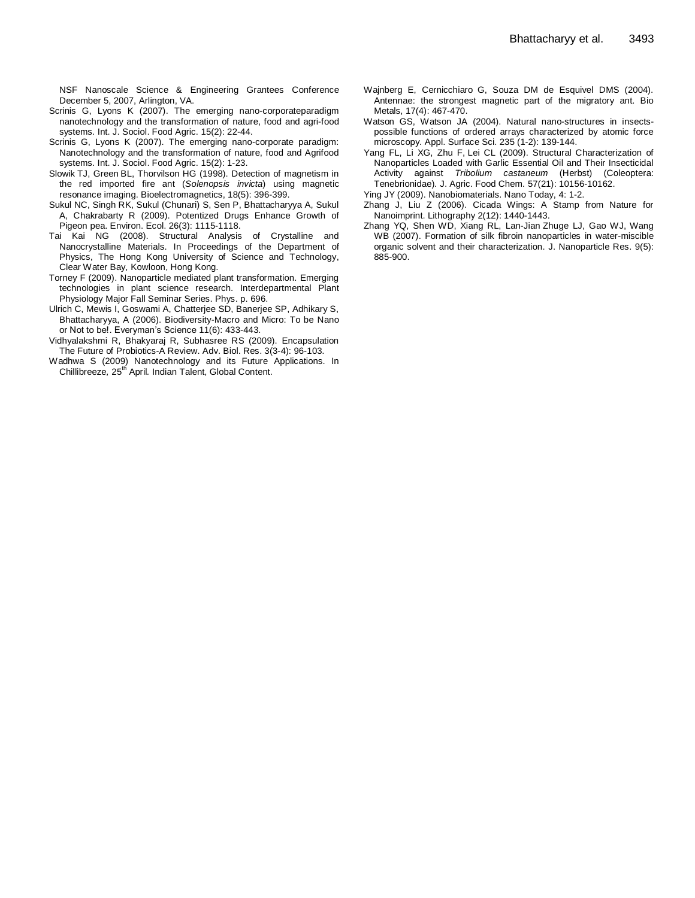NSF Nanoscale Science & Engineering Grantees Conference December 5, 2007, Arlington, VA.

Scrinis G, Lyons K (2007). The emerging nano-corporateparadigm nanotechnology and the transformation of nature, food and agri-food systems. Int. J. Sociol. Food Agric. 15(2): 22-44.

Scrinis G, Lyons K (2007). The emerging nano-corporate paradigm: Nanotechnology and the transformation of nature, food and Agrifood systems. Int. J. Sociol. Food Agric. 15(2): 1-23.

Slowik TJ, Green BL, Thorvilson HG (1998). Detection of magnetism in the red imported fire ant (*Solenopsis invicta*) using magnetic resonance imaging. Bioelectromagnetics, 18(5): 396-399.

Sukul NC, Singh RK, Sukul (Chunari) S, Sen P, Bhattacharyya A, Sukul A, Chakrabarty R (2009). Potentized Drugs Enhance Growth of Pigeon pea. Environ. Ecol. 26(3): 1115-1118.

Tai Kai NG (2008). Structural Analysis of Crystalline and Nanocrystalline Materials. In Proceedings of the Department of Physics, The Hong Kong University of Science and Technology, Clear Water Bay, Kowloon, Hong Kong.

Torney F (2009). Nanoparticle mediated plant transformation. Emerging technologies in plant science research. Interdepartmental Plant Physiology Major Fall Seminar Series. Phys. p. 696.

Ulrich C, Mewis I, Goswami A, Chatterjee SD, Banerjee SP, Adhikary S, Bhattacharyya, A (2006). Biodiversity-Macro and Micro: To be Nano or Not to be!. Everyman's Science 11(6): 433-443.

Vidhyalakshmi R, Bhakyaraj R, Subhasree RS (2009). Encapsulation The Future of Probiotics-A Review. Adv. Biol. Res. 3(3-4): 96-103.

Wadhwa S (2009) Nanotechnology and its Future Applications. In Chillibreeze, 25th April. Indian Talent, Global Content.

Wajnberg E, Cernicchiaro G, Souza DM de Esquivel DMS (2004). Antennae: the strongest magnetic part of the migratory ant. Bio Metals, 17(4): 467-470.

Watson GS, Watson JA (2004). Natural nano-structures in insects-possible functions of ordered arrays characterized by atomic force microscopy. Appl. Surface Sci. 235 (1-2): 139-144.

Yang FL, Li XG, Zhu F, Lei CL (2009). Structural Characterization of Nanoparticles Loaded with Garlic Essential Oil and Their Insecticidal Activity against *Tribolium castaneum* (Herbst) (Coleoptera: Tenebrionidae). J. Agric. Food Chem. 57(21): 10156-10162.

Ying JY (2009). Nanobiomaterials. Nano Today, 4: 1-2.

Zhang J, Liu Z (2006). Cicada Wings: A Stamp from Nature for Nanoimprint. Lithography 2(12): 1440-1443.

Zhang YQ, Shen WD, Xiang RL, Lan-Jian Zhuge LJ, Gao WJ, Wang WB (2007). Formation of silk fibroin nanoparticles in water-miscible organic solvent and their characterization. J. Nanoparticle Res. 9(5): 885-900.